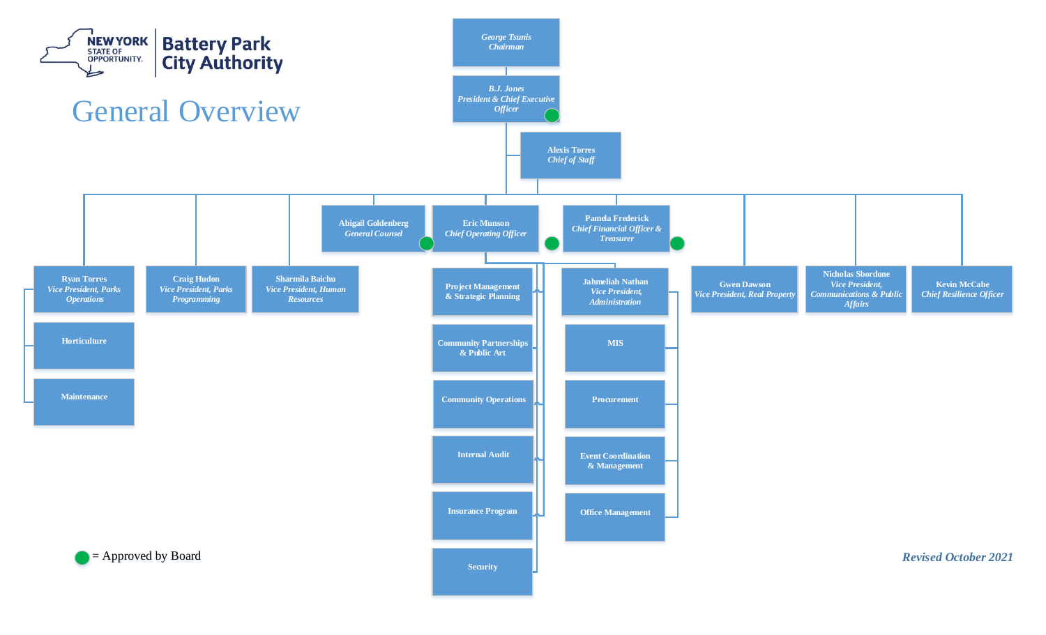New York State of Opportunity | Battery Park City Authority

# General Overview

- **George Tsunis** — *Chairman*
  - **B.J. Jones** — *President & Chief Executive Officer* ●
    - **Alexis Torres** — *Chief of Staff*
    - **Ryan Torres** — *Vice President, Parks Operations*
      - Horticulture
      - Maintenance
    - **Craig Hudon** — *Vice President, Parks Programming*
    - **Sharmila Baichu** — *Vice President, Human Resources*
    - **Abigail Goldenberg** — *General Counsel* ●
    - **Eric Munson** — *Chief Operating Officer* ●
      - Project Management & Strategic Planning
      - Community Partnerships & Public Art
      - Community Operations
      - Internal Audit
      - Insurance Program
      - Security
      - **Jahmeliah Nathan** — *Vice President, Administration*
        - MIS
        - Procurement
        - Event Coordination & Management
        - Office Management
    - **Pamela Frederick** — *Chief Financial Officer & Treasurer* ●
    - **Gwen Dawson** — *Vice President, Real Property*
    - **Nicholas Sbordone** — *Vice President, Communications & Public Affairs*
    - **Kevin McCabe** — *Chief Resilience Officer*

● = Approved by Board

*Revised October 2021*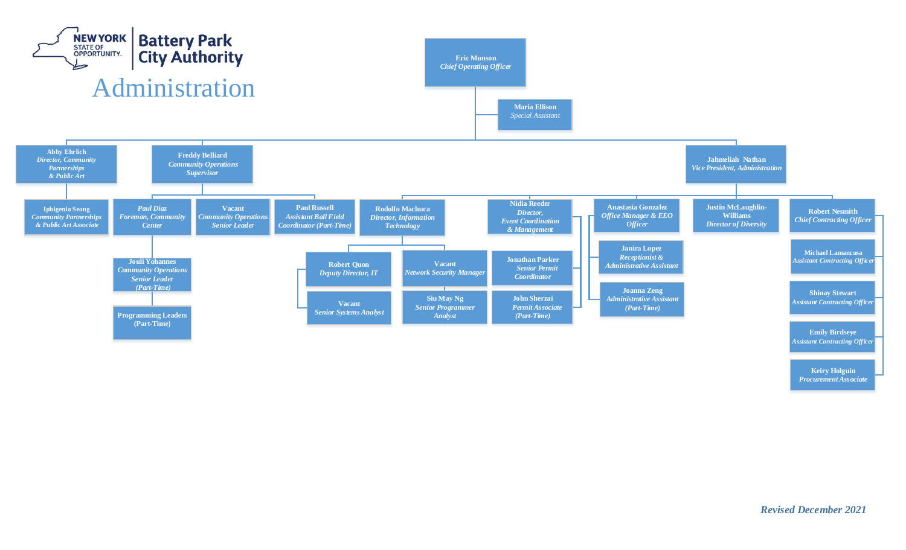# Battery Park City Authority

## Administration

- **Eric Munson** — *Chief Operating Officer*
  - **Maria Ellison** — *Special Assistant*
  - **Abby Ehrlich** — *Director, Community Partnerships & Public Art*
    - **Iphigenia Seong** — *Community Partnerships & Public Art Associate*
  - **Freddy Belliard** — *Community Operations Supervisor*
    - **Paul Diaz** — *Foreman, Community Center*
      - **Jouli Yohannes** — *Community Operations Senior Leader (Part-Time)*
        - **Programming Leaders (Part-Time)**
    - **Vacant** — *Community Operations Senior Leader*
    - **Paul Russell** — *Assistant Ball Field Coordinator (Part-Time)*
  - **Jahmeliah Nathan** — *Vice President, Administration*
    - **Rodolfo Machuca** — *Director, Information Technology*
      - **Robert Quon** — *Deputy Director, IT*
        - **Vacant** — *Senior Systems Analyst*
      - **Vacant** — *Network Security Manager*
        - **Siu May Ng** — *Senior Programmer Analyst*
    - **Nidia Reeder** — *Director, Event Coordination & Management*
      - **Jonathan Parker** — *Senior Permit Coordinator*
      - **John Sherzai** — *Permit Associate (Part-Time)*
    - **Anastasia Gonzalez** — *Office Manager & EEO Officer*
      - **Janira Lopez** — *Receptionist & Administrative Assistant*
      - **Joanna Zeng** — *Administrative Assistant (Part-Time)*
    - **Justin McLaughlin-Williams** — *Director of Diversity*
    - **Robert Nesmith** — *Chief Contracting Officer*
      - **Michael Lamancusa** — *Assistant Contracting Officer*
      - **Shinay Stewart** — *Assistant Contracting Officer*
      - **Emily Birdseye** — *Assistant Contracting Officer*
      - **Keiry Holguin** — *Procurement Associate*

*Revised December 2021*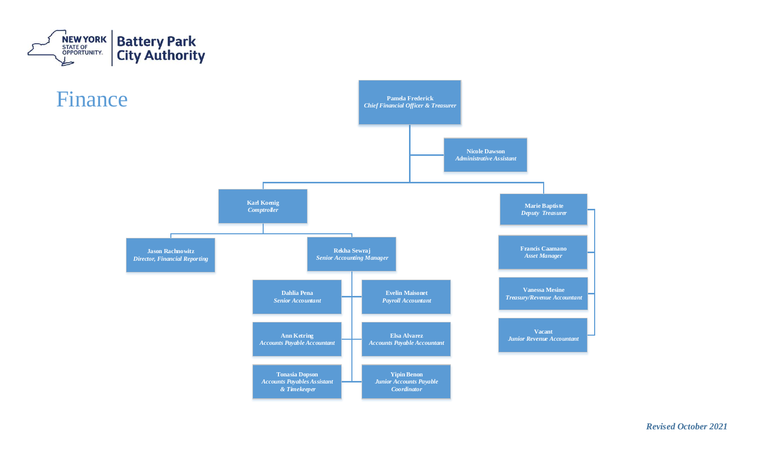New York State of Opportunity | Battery Park City Authority

# Finance

- **Pamela Frederick** — *Chief Financial Officer & Treasurer*
  - **Nicole Dawson** — *Administrative Assistant*
  - **Karl Koenig** — *Comptroller*
    - **Jason Rachnowitz** — *Director, Financial Reporting*
    - **Rekha Sewraj** — *Senior Accounting Manager*
      - **Dahlia Pena** — *Senior Accountant*
      - **Evelin Maisonet** — *Payroll Accountant*
      - **Ann Ketring** — *Accounts Payable Accountant*
      - **Elsa Alvarez** — *Accounts Payable Accountant*
      - **Tonasia Dopson** — *Accounts Payables Assistant & Timekeeper*
      - **Yipin Benon** — *Junior Accounts Payable Coordinator*
  - **Marie Baptiste** — *Deputy Treasurer*
    - **Francis Caamano** — *Asset Manager*
    - **Vanessa Mesine** — *Treasury/Revenue Accountant*
    - **Vacant** — *Junior Revenue Accountant*

*Revised October 2021*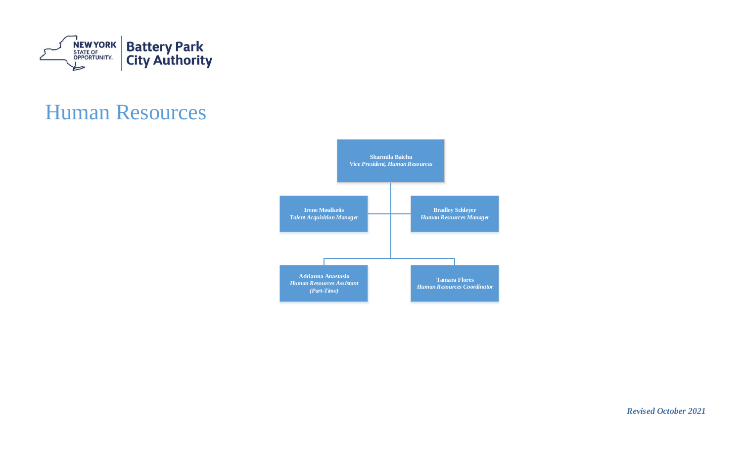Battery Park City Authority

# Human Resources

**Sharmila Baichu**
*Vice President, Human Resources*

**Irene Moulketis**
*Talent Acquisition Manager*

**Bradley Schleyer**
*Human Resources Manager*

**Adrianna Anastasio**
*Human Resources Assistant (Part-Time)*

**Tamara Flores**
*Human Resources Coordinator*

***Revised October 2021***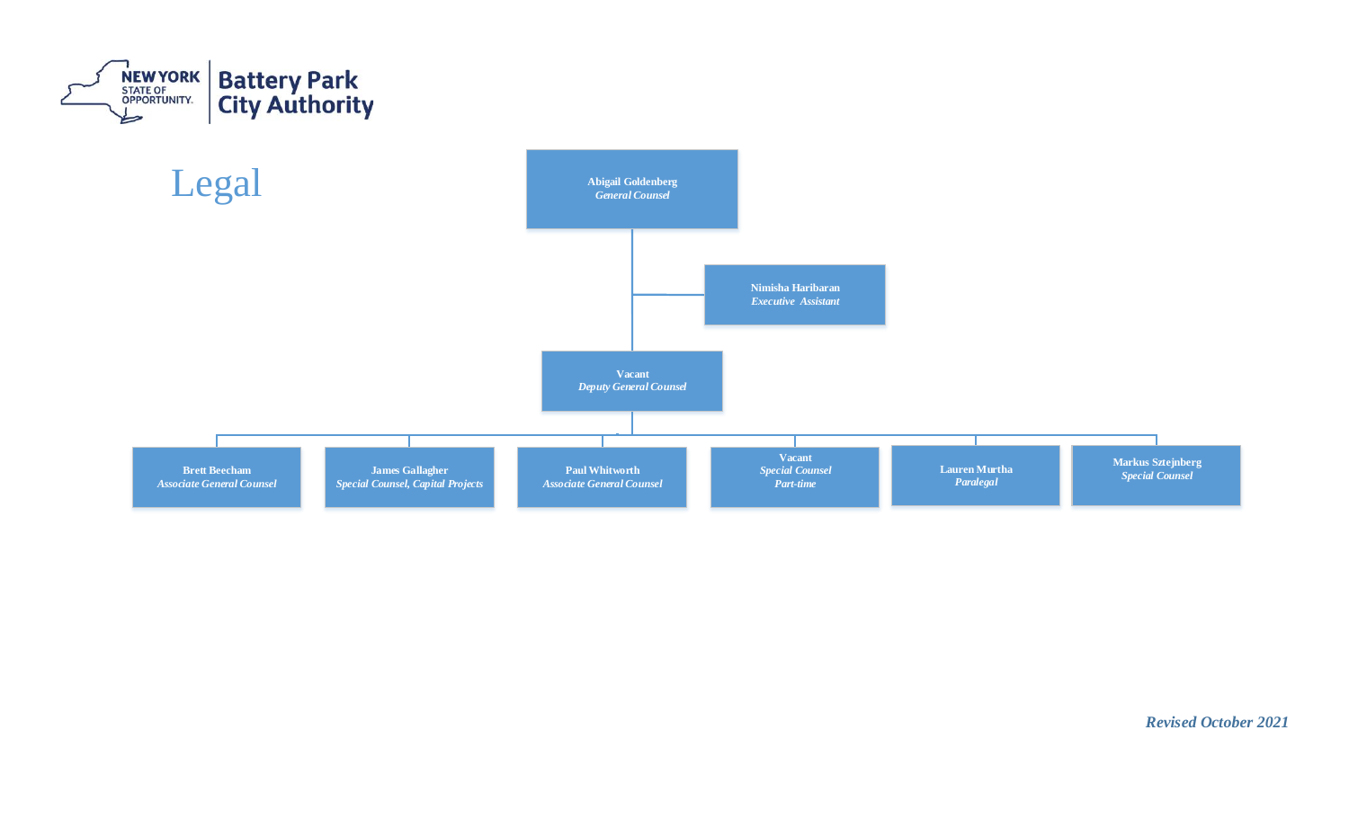# Legal

- **Abigail Goldenberg** — *General Counsel*
  - **Nimisha Haribaran** — *Executive Assistant*
  - **Vacant** — *Deputy General Counsel*
    - **Brett Beecham** — *Associate General Counsel*
    - **James Gallagher** — *Special Counsel, Capital Projects*
    - **Paul Whitworth** — *Associate General Counsel*
    - **Vacant** — *Special Counsel Part-time*
    - **Lauren Murtha** — *Paralegal*
    - **Markus Sztejnberg** — *Special Counsel*

***Revised October 2021***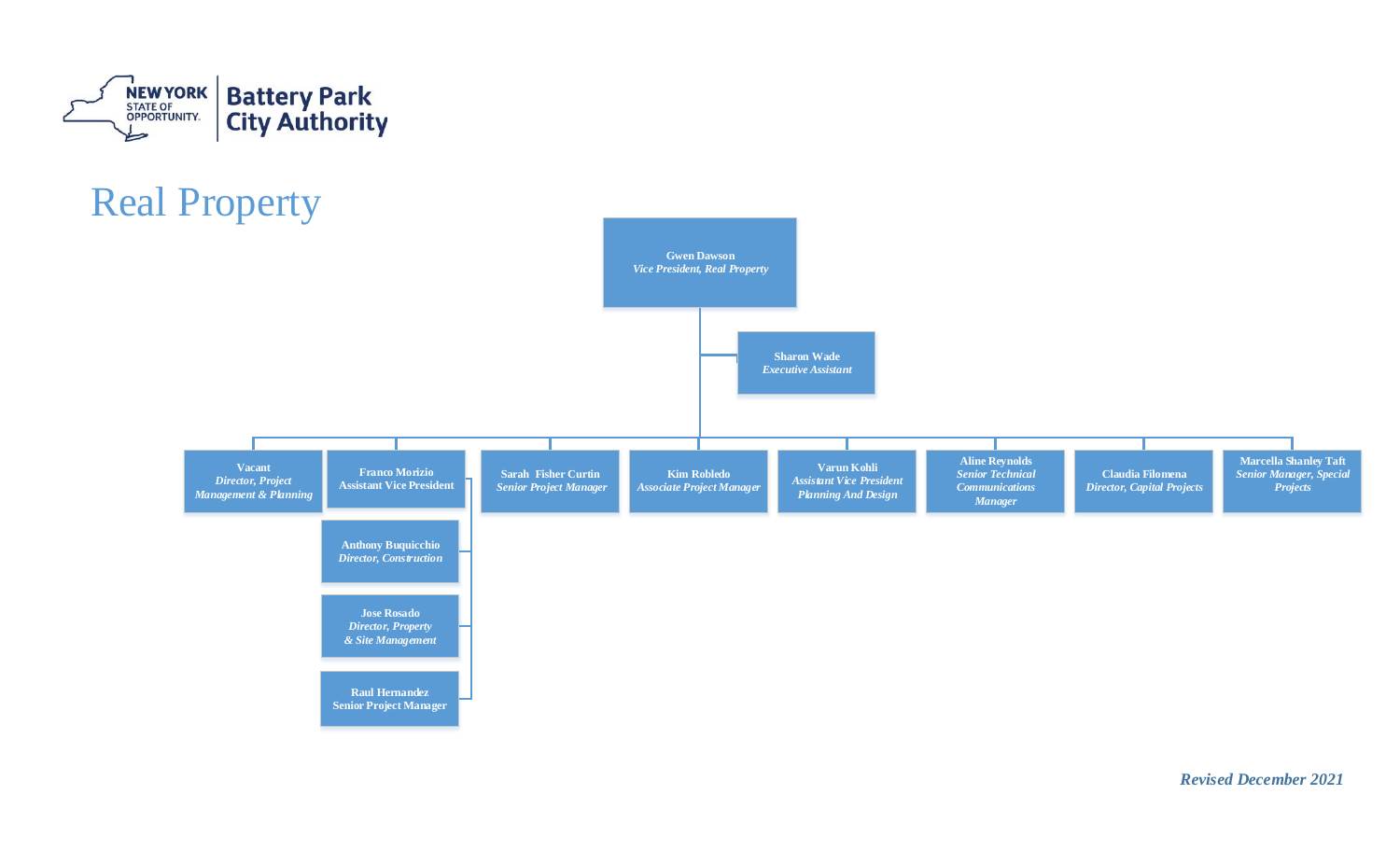# Real Property

**Gwen Dawson**
*Vice President, Real Property*

- **Sharon Wade** — *Executive Assistant*
- **Vacant** — *Director, Project Management & Planning*
- **Franco Morizio** — Assistant Vice President
  - **Anthony Buquicchio** — *Director, Construction*
  - **Jose Rosado** — *Director, Property & Site Management*
  - **Raul Hernandez** — Senior Project Manager
- **Sarah Fisher Curtin** — *Senior Project Manager*
- **Kim Robledo** — *Associate Project Manager*
- **Varun Kohli** — *Assistant Vice President Planning And Design*
- **Aline Reynolds** — *Senior Technical Communications Manager*
- **Claudia Filomena** — *Director, Capital Projects*
- **Marcella Shanley Taft** — *Senior Manager, Special Projects*

*Revised December 2021*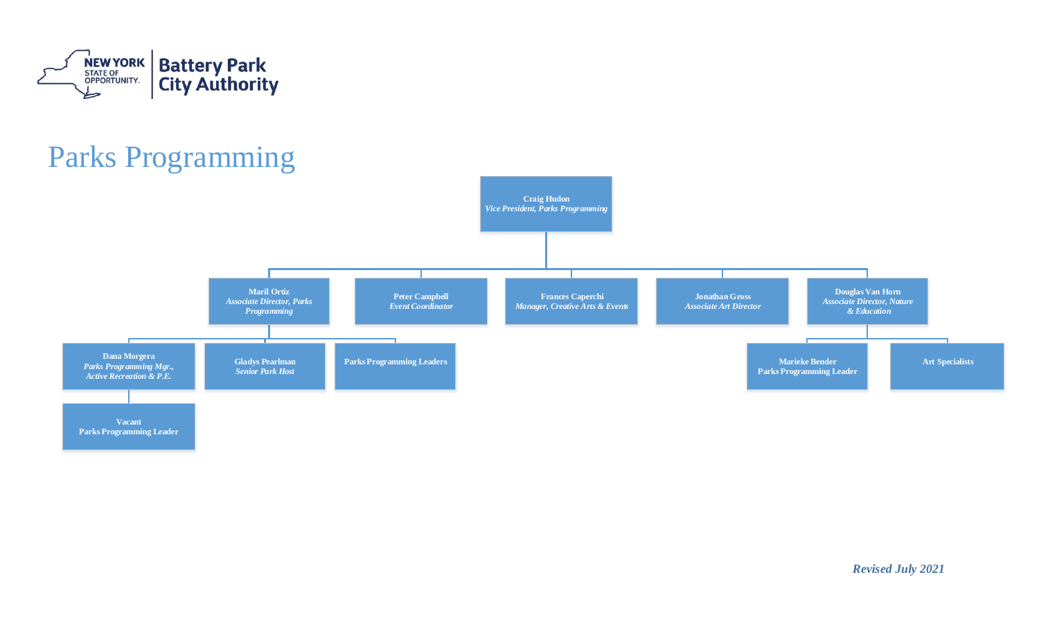New York State of Opportunity | Battery Park City Authority

# Parks Programming

- **Craig Hudon** — *Vice President, Parks Programming*
  - **Maril Ortiz** — *Associate Director, Parks Programming*
    - **Dana Morgera** — *Parks Programming Mgr., Active Recreation & P.E.*
      - **Vacant** — Parks Programming Leader
    - **Gladys Pearlman** — *Senior Park Host*
    - **Parks Programming Leaders**
  - **Peter Campbell** — *Event Coordinator*
  - **Frances Caperchi** — *Manager, Creative Arts & Events*
  - **Jonathan Gross** — *Associate Art Director*
  - **Douglas Van Horn** — *Associate Director, Nature & Education*
    - **Marieke Bender** — Parks Programming Leader
    - **Art Specialists**

***Revised July 2021***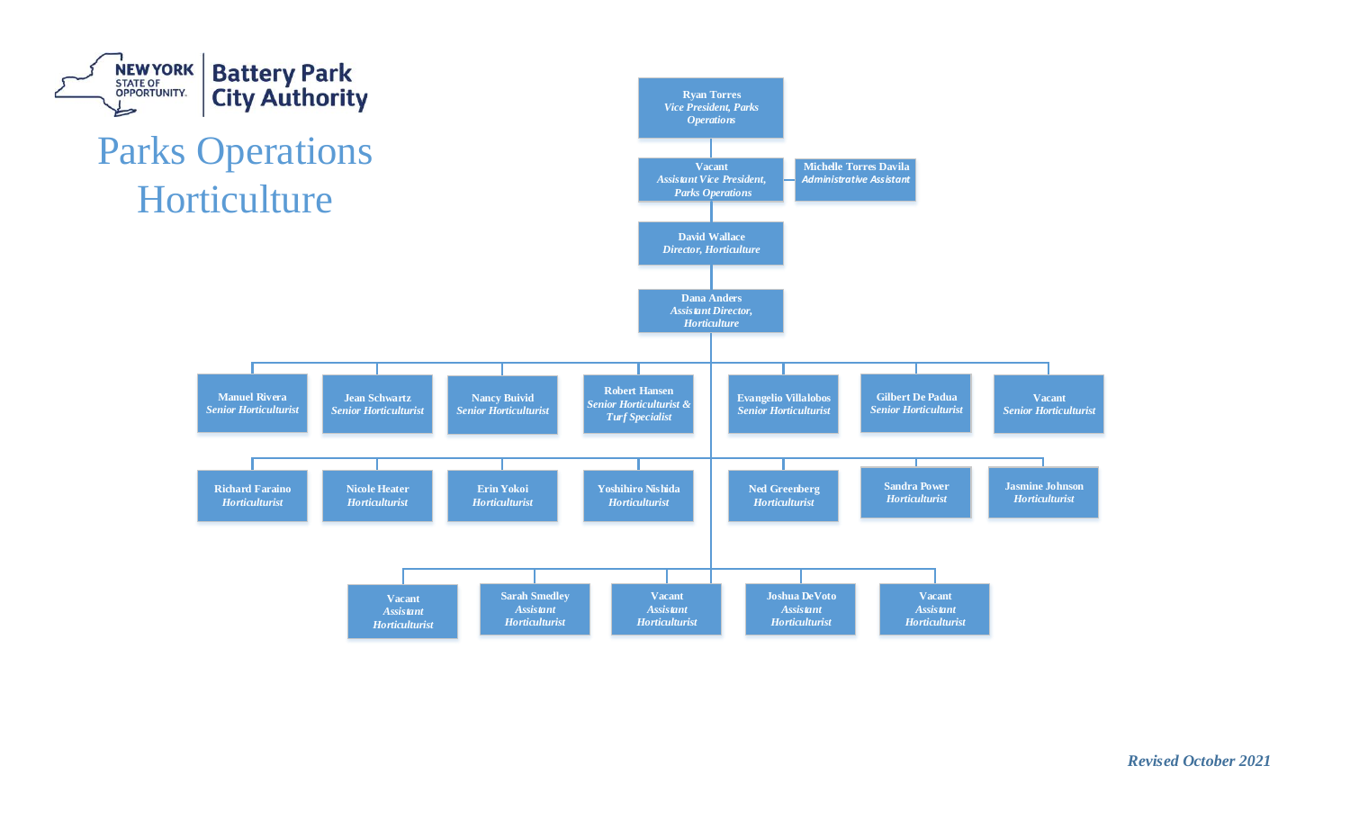New York State of Opportunity | Battery Park City Authority

# Parks Operations Horticulture

**Ryan Torres**
*Vice President, Parks Operations*

- **Vacant** — *Assistant Vice President, Parks Operations*
  - **Michelle Torres Davila** — *Administrative Assistant*

**David Wallace**
*Director, Horticulture*

**Dana Anders**
*Assistant Director, Horticulture*

- **Manuel Rivera** — *Senior Horticulturist*
- **Jean Schwartz** — *Senior Horticulturist*
- **Nancy Buivid** — *Senior Horticulturist*
- **Robert Hansen** — *Senior Horticulturist & Turf Specialist*
- **Evangelio Villalobos** — *Senior Horticulturist*
- **Gilbert De Padua** — *Senior Horticulturist*
- **Vacant** — *Senior Horticulturist*

- **Richard Faraino** — *Horticulturist*
- **Nicole Heater** — *Horticulturist*
- **Erin Yokoi** — *Horticulturist*
- **Yoshihiro Nishida** — *Horticulturist*
- **Ned Greenberg** — *Horticulturist*
- **Sandra Power** — *Horticulturist*
- **Jasmine Johnson** — *Horticulturist*

- **Vacant** — *Assistant Horticulturist*
- **Sarah Smedley** — *Assistant Horticulturist*
- **Vacant** — *Assistant Horticulturist*
- **Joshua DeVoto** — *Assistant Horticulturist*
- **Vacant** — *Assistant Horticulturist*

*Revised October 2021*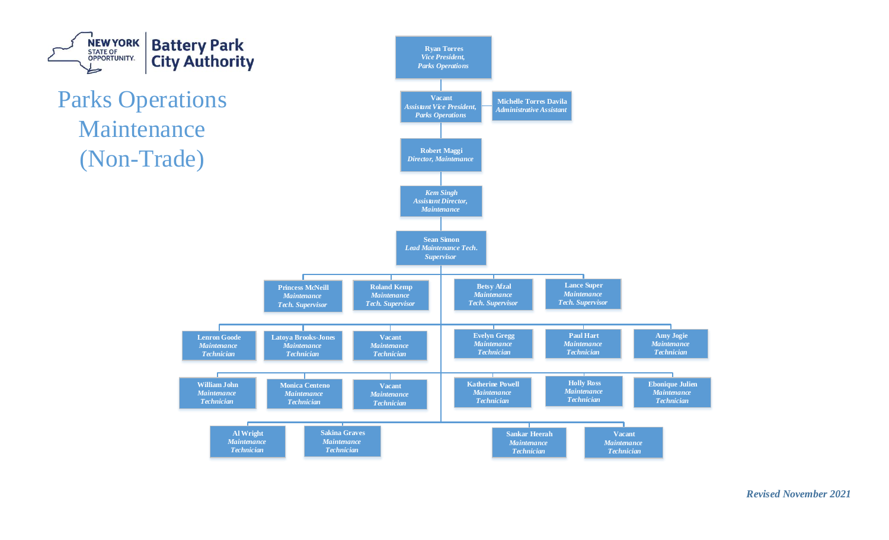NEW YORK STATE OF OPPORTUNITY. | Battery Park City Authority

# Parks Operations Maintenance (Non-Trade)

- **Ryan Torres** — *Vice President, Parks Operations*
  - **Vacant** — *Assistant Vice President, Parks Operations*
    - **Michelle Torres Davila** — *Administrative Assistant*
    - **Robert Maggi** — *Director, Maintenance*
      - **Kem Singh** — *Assistant Director, Maintenance*
        - **Sean Simon** — *Lead Maintenance Tech. Supervisor*
          - **Princess McNeill** — *Maintenance Tech. Supervisor*
          - **Roland Kemp** — *Maintenance Tech. Supervisor*
          - **Betsy Afzal** — *Maintenance Tech. Supervisor*
          - **Lance Super** — *Maintenance Tech. Supervisor*
          - **Lenron Goode** — *Maintenance Technician*
          - **Latoya Brooks-Jones** — *Maintenance Technician*
          - **Vacant** — *Maintenance Technician*
          - **Evelyn Gregg** — *Maintenance Technician*
          - **Paul Hart** — *Maintenance Technician*
          - **Amy Jogie** — *Maintenance Technician*
          - **William John** — *Maintenance Technician*
          - **Monica Centeno** — *Maintenance Technician*
          - **Vacant** — *Maintenance Technician*
          - **Katherine Powell** — *Maintenance Technician*
          - **Holly Ross** — *Maintenance Technician*
          - **Ebonique Julien** — *Maintenance Technician*
          - **Al Wright** — *Maintenance Technician*
          - **Sakina Graves** — *Maintenance Technician*
          - **Sankar Heerah** — *Maintenance Technician*
          - **Vacant** — *Maintenance Technician*

***Revised November 2021***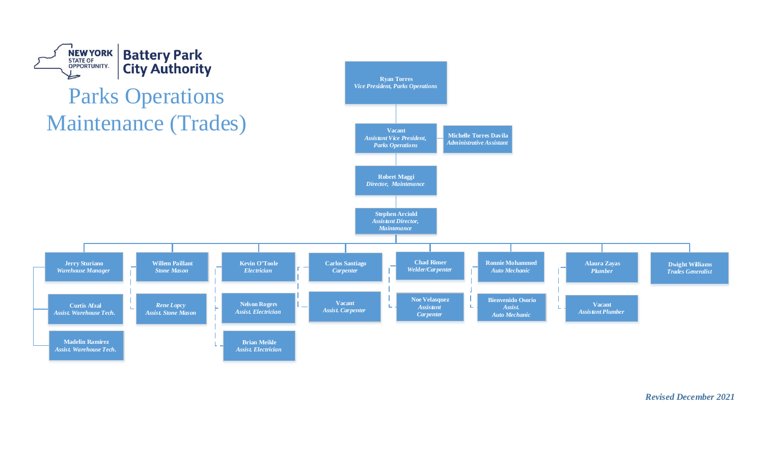NEW YORK STATE OF OPPORTUNITY. | Battery Park City Authority

# Parks Operations Maintenance (Trades)

**Ryan Torres**
*Vice President, Parks Operations*

**Vacant**
*Assistant Vice President, Parks Operations*

**Michelle Torres Davila**
*Administrative Assistant*

**Robert Maggi**
*Director, Maintenance*

**Stephen Arciold**
*Assistant Director, Maintenance*

- **Jerry Sturiano** — *Warehouse Manager*
  - **Curtis Afzal** — *Assist. Warehouse Tech.*
  - **Madelin Ramirez** — *Assist. Warehouse Tech.*
- **Willem Paillant** — *Stone Mason*
  - *Rene Lopcy* — *Assist. Stone Mason*
- **Kevin O'Toole** — *Electrician*
  - **Nelson Rogers** — *Assist. Electrician*
  - **Brian Meikle** — *Assist. Electrician*
- **Carlos Santiago** — *Carpenter*
  - **Vacant** — *Assist. Carpenter*
- **Chad Rimer** — *Welder/Carpenter*
  - **Noe Velasquez** — *Assistant Carpenter*
- **Ronnie Mohammed** — *Auto Mechanic*
  - **Bienvenido Osorio** — *Assist. Auto Mechanic*
- **Alaura Zayas** — *Plumber*
  - **Vacant** — *Assistant Plumber*
- **Dwight Williams** — *Trades Generalist*

*Revised December 2021*